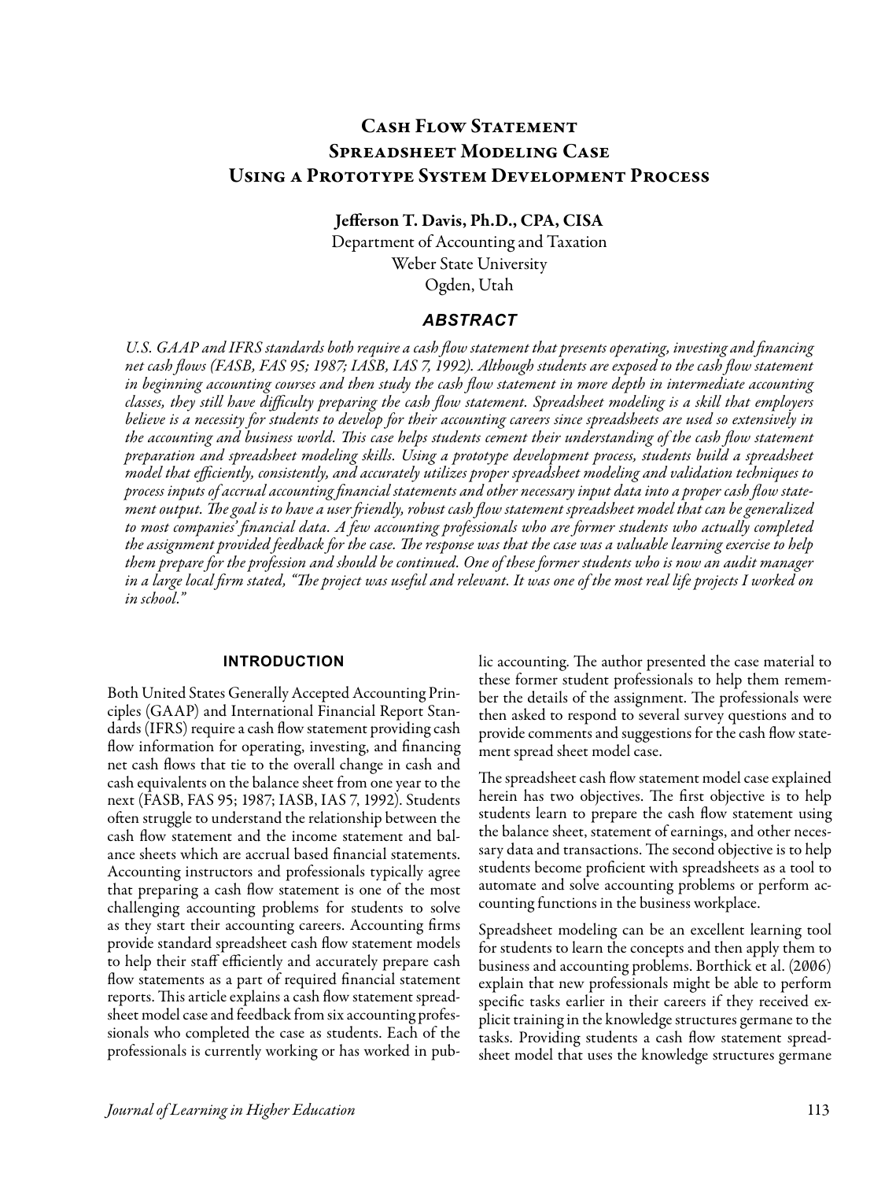# Cash Flow Statement Spreadsheet Modeling Case Using a Prototype System Development Process

**Jefferson T. Davis, Ph.D., CPA, CISA**
Department of Accounting and Taxation
Weber State University
Ogden, Utah

## ABSTRACT

*U.S. GAAP and IFRS standards both require a cash flow statement that presents operating, investing and financing net cash flows (FASB, FAS 95; 1987; IASB, IAS 7, 1992). Although students are exposed to the cash flow statement in beginning accounting courses and then study the cash flow statement in more depth in intermediate accounting classes, they still have difficulty preparing the cash flow statement. Spreadsheet modeling is a skill that employers believe is a necessity for students to develop for their accounting careers since spreadsheets are used so extensively in the accounting and business world. This case helps students cement their understanding of the cash flow statement preparation and spreadsheet modeling skills. Using a prototype development process, students build a spreadsheet model that efficiently, consistently, and accurately utilizes proper spreadsheet modeling and validation techniques to process inputs of accrual accounting financial statements and other necessary input data into a proper cash flow statement output. The goal is to have a user friendly, robust cash flow statement spreadsheet model that can be generalized to most companies' financial data. A few accounting professionals who are former students who actually completed the assignment provided feedback for the case. The response was that the case was a valuable learning exercise to help them prepare for the profession and should be continued. One of these former students who is now an audit manager in a large local firm stated, "The project was useful and relevant. It was one of the most real life projects I worked on in school."*

## INTRODUCTION

Both United States Generally Accepted Accounting Principles (GAAP) and International Financial Report Standards (IFRS) require a cash flow statement providing cash flow information for operating, investing, and financing net cash flows that tie to the overall change in cash and cash equivalents on the balance sheet from one year to the next (FASB, FAS 95; 1987; IASB, IAS 7, 1992). Students often struggle to understand the relationship between the cash flow statement and the income statement and balance sheets which are accrual based financial statements. Accounting instructors and professionals typically agree that preparing a cash flow statement is one of the most challenging accounting problems for students to solve as they start their accounting careers. Accounting firms provide standard spreadsheet cash flow statement models to help their staff efficiently and accurately prepare cash flow statements as a part of required financial statement reports. This article explains a cash flow statement spreadsheet model case and feedback from six accounting professionals who completed the case as students. Each of the professionals is currently working or has worked in public accounting. The author presented the case material to these former student professionals to help them remember the details of the assignment. The professionals were then asked to respond to several survey questions and to provide comments and suggestions for the cash flow statement spread sheet model case.

The spreadsheet cash flow statement model case explained herein has two objectives. The first objective is to help students learn to prepare the cash flow statement using the balance sheet, statement of earnings, and other necessary data and transactions. The second objective is to help students become proficient with spreadsheets as a tool to automate and solve accounting problems or perform accounting functions in the business workplace.

Spreadsheet modeling can be an excellent learning tool for students to learn the concepts and then apply them to business and accounting problems. Borthick et al. (2006) explain that new professionals might be able to perform specific tasks earlier in their careers if they received explicit training in the knowledge structures germane to the tasks. Providing students a cash flow statement spreadsheet model that uses the knowledge structures germane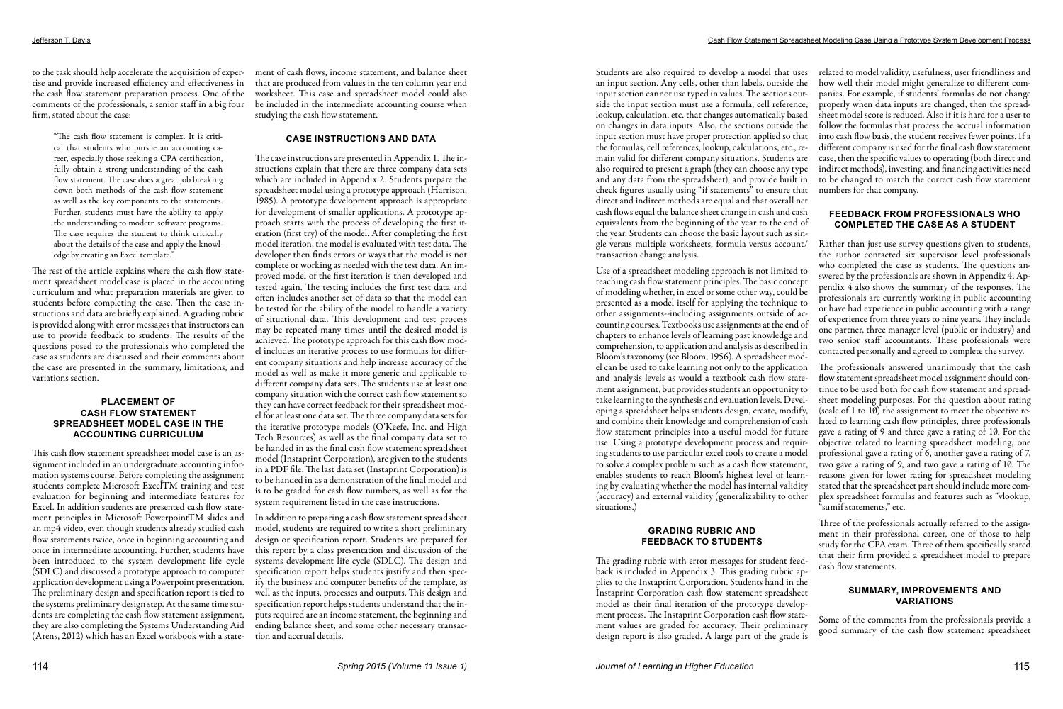to the task should help accelerate the acquisition of expertise and provide increased efficiency and effectiveness in the cash flow statement preparation process. One of the comments of the professionals, a senior staff in a big four firm, stated about the case:

> "The cash flow statement is complex. It is critical that students who pursue an accounting career, especially those seeking a CPA certification, fully obtain a strong understanding of the cash flow statement. The case does a great job breaking down both methods of the cash flow statement as well as the key components to the statements. Further, students must have the ability to apply the understanding to modern software programs. The case requires the student to think critically about the details of the case and apply the knowledge by creating an Excel template."

The rest of the article explains where the cash flow statement spreadsheet model case is placed in the accounting curriculum and what preparation materials are given to students before completing the case. Then the case instructions and data are briefly explained. A grading rubric is provided along with error messages that instructors can use to provide feedback to students. The results of the questions posed to the professionals who completed the case as students are discussed and their comments about the case are presented in the summary, limitations, and variations section.

## PLACEMENT OF CASH FLOW STATEMENT SPREADSHEET MODEL CASE IN THE ACCOUNTING CURRICULUM

This cash flow statement spreadsheet model case is an assignment included in an undergraduate accounting information systems course. Before completing the assignment students complete Microsoft ExcelTM training and test evaluation for beginning and intermediate features for Excel. In addition students are presented cash flow statement principles in Microsoft PowerpointTM slides and an mp4 video, even though students already studied cash flow statements twice, once in beginning accounting and once in intermediate accounting. Further, students have been introduced to the system development life cycle (SDLC) and discussed a prototype approach to computer application development using a Powerpoint presentation. The preliminary design and specification report is tied to the systems preliminary design step. At the same time students are completing the cash flow statement assignment, they are also completing the Systems Understanding Aid (Arens, 2012) which has an Excel workbook with a statement of cash flows, income statement, and balance sheet that are produced from values in the ten column year end worksheet. This case and spreadsheet model could also be included in the intermediate accounting course when studying the cash flow statement.

## CASE INSTRUCTIONS AND DATA

The case instructions are presented in Appendix 1. The instructions explain that there are three company data sets which are included in Appendix 2. Students prepare the spreadsheet model using a prototype approach (Harrison, 1985). A prototype development approach is appropriate for development of smaller applications. A prototype approach starts with the process of developing the first iteration (first try) of the model. After completing the first model iteration, the model is evaluated with test data. The developer then finds errors or ways that the model is not complete or working as needed with the test data. An improved model of the first iteration is then developed and tested again. The testing includes the first test data and often includes another set of data so that the model can be tested for the ability of the model to handle a variety of situational data. This development and test process may be repeated many times until the desired model is achieved. The prototype approach for this cash flow model includes an iterative process to use formulas for different company situations and help increase accuracy of the model as well as make it more generic and applicable to different company data sets. The students use at least one company situation with the correct cash flow statement so they can have correct feedback for their spreadsheet model for at least one data set. The three company data sets for the iterative prototype models (O'Keefe, Inc. and High Tech Resources) as well as the final company data set to be handed in as the final cash flow statement spreadsheet model (Instaprint Corporation), are given to the students in a PDF file. The last data set (Instaprint Corporation) is to be handed in as a demonstration of the final model and is to be graded for cash flow numbers, as well as for the system requirement listed in the case instructions.

In addition to preparing a cash flow statement spreadsheet model, students are required to write a short preliminary design or specification report. Students are prepared for this report by a class presentation and discussion of the systems development life cycle (SDLC). The design and specification report helps students justify and then specify the business and computer benefits of the template, as well as the inputs, processes and outputs. This design and specification report helps students understand that the inputs required are an income statement, the beginning and ending balance sheet, and some other necessary transaction and accrual details.

Students are also required to develop a model that uses an input section. Any cells, other than labels, outside the input section cannot use typed in values. The sections outside the input section must use a formula, cell reference, lookup, calculation, etc. that changes automatically based on changes in data inputs. Also, the sections outside the input section must have proper protection applied so that the formulas, cell references, lookup, calculations, etc., remain valid for different company situations. Students are also required to present a graph (they can choose any type and any data from the spreadsheet), and provide built in check figures usually using "if statements" to ensure that direct and indirect methods are equal and that overall net cash flows equal the balance sheet change in cash and cash equivalents from the beginning of the year to the end of the year. Students can choose the basic layout such as single versus multiple worksheets, formula versus account/transaction change analysis.

Use of a spreadsheet modeling approach is not limited to teaching cash flow statement principles. The basic concept of modeling whether, in excel or some other way, could be presented as a model itself for applying the technique to other assignments--including assignments outside of accounting courses. Textbooks use assignments at the end of chapters to enhance levels of learning past knowledge and comprehension, to application and analysis as described in Bloom's taxonomy (see Bloom, 1956). A spreadsheet model can be used to take learning not only to the application and analysis levels as would a textbook cash flow statement assignment, but provides students an opportunity to take learning to the synthesis and evaluation levels. Developing a spreadsheet helps students design, create, modify, and combine their knowledge and comprehension of cash flow statement principles into a useful model for future use. Using a prototype development process and requiring students to use particular excel tools to create a model to solve a complex problem such as a cash flow statement, enables students to reach Bloom's highest level of learning by evaluating whether the model has internal validity (accuracy) and external validity (generalizability to other situations.)

## GRADING RUBRIC AND FEEDBACK TO STUDENTS

The grading rubric with error messages for student feedback is included in Appendix 3. This grading rubric applies to the Instaprint Corporation. Students hand in the Instaprint Corporation cash flow statement spreadsheet model as their final iteration of the prototype development process. The Instaprint Corporation cash flow statement values are graded for accuracy. Their preliminary design report is also graded. A large part of the grade is related to model validity, usefulness, user friendliness and how well their model might generalize to different companies. For example, if students' formulas do not change properly when data inputs are changed, then the spreadsheet model score is reduced. Also if it is hard for a user to follow the formulas that process the accrual information into cash flow basis, the student receives fewer points. If a different company is used for the final cash flow statement case, then the specific values to operating (both direct and indirect methods), investing, and financing activities need to be changed to match the correct cash flow statement numbers for that company.

## FEEDBACK FROM PROFESSIONALS WHO COMPLETED THE CASE AS A STUDENT

Rather than just use survey questions given to students, the author contacted six supervisor level professionals who completed the case as students. The questions answered by the professionals are shown in Appendix 4. Appendix 4 also shows the summary of the responses. The professionals are currently working in public accounting or have had experience in public accounting with a range of experience from three years to nine years. They include one partner, three manager level (public or industry) and two senior staff accountants. These professionals were contacted personally and agreed to complete the survey.

The professionals answered unanimously that the cash flow statement spreadsheet model assignment should continue to be used both for cash flow statement and spreadsheet modeling purposes. For the question about rating (scale of 1 to 10) the assignment to meet the objective related to learning cash flow principles, three professionals gave a rating of 9 and three gave a rating of 10. For the objective related to learning spreadsheet modeling, one professional gave a rating of 6, another gave a rating of 7, two gave a rating of 9, and two gave a rating of 10. The reasons given for lower rating for spreadsheet modeling stated that the spreadsheet part should include more complex spreadsheet formulas and features such as "vlookup, "sumif statements," etc.

Three of the professionals actually referred to the assignment in their professional career, one of those to help study for the CPA exam. Three of them specifically stated that their firm provided a spreadsheet model to prepare cash flow statements.

## SUMMARY, IMPROVEMENTS AND VARIATIONS

Some of the comments from the professionals provide a good summary of the cash flow statement spreadsheet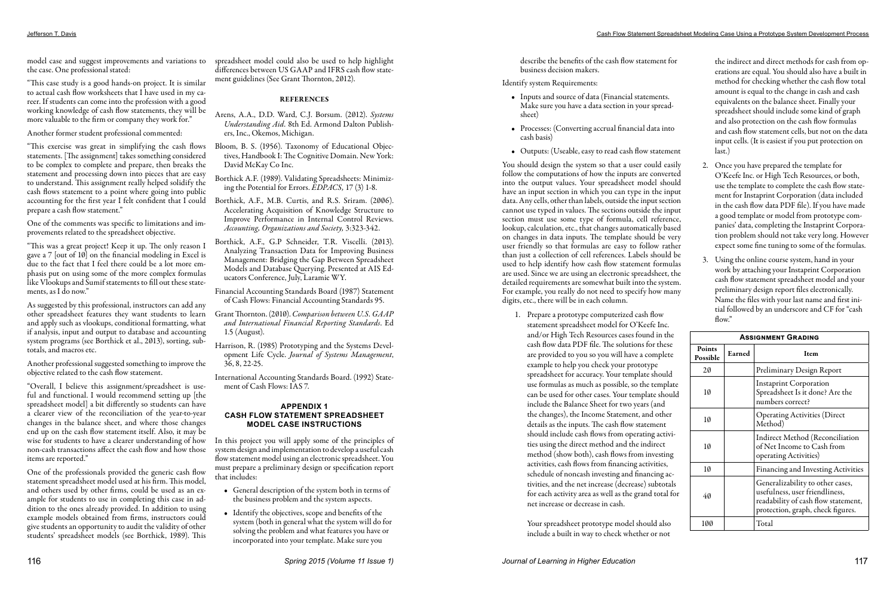model case and suggest improvements and variations to the case. One professional stated:

"This case study is a good hands-on project. It is similar to actual cash flow worksheets that I have used in my career. If students can come into the profession with a good working knowledge of cash flow statements, they will be more valuable to the firm or company they work for."

Another former student professional commented:

"This exercise was great in simplifying the cash flows statements. [The assignment] takes something considered to be complex to complete and prepare, then breaks the statement and processing down into pieces that are easy to understand. This assignment really helped solidify the cash flows statement to a point where going into public accounting for the first year I felt confident that I could prepare a cash flow statement."

One of the comments was specific to limitations and improvements related to the spreadsheet objective.

"This was a great project! Keep it up. The only reason I gave a 7 [out of 10] on the financial modeling in Excel is due to the fact that I feel there could be a lot more emphasis put on using some of the more complex formulas like Vlookups and Sumif statements to fill out these statements, as I do now."

As suggested by this professional, instructors can add any other spreadsheet features they want students to learn and apply such as vlookups, conditional formatting, what if analysis, input and output to database and accounting system programs (see Borthick et al., 2013), sorting, subtotals, and macros etc.

Another professional suggested something to improve the objective related to the cash flow statement.

"Overall, I believe this assignment/spreadsheet is useful and functional. I would recommend setting up [the spreadsheet model] a bit differently so students can have a clearer view of the reconciliation of the year-to-year changes in the balance sheet, and where those changes end up on the cash flow statement itself. Also, it may be wise for students to have a clearer understanding of how non-cash transactions affect the cash flow and how those items are reported."

One of the professionals provided the generic cash flow statement spreadsheet model used at his firm. This model, and others used by other firms, could be used as an example for students to use in completing this case in addition to the ones already provided. In addition to using example models obtained from firms, instructors could give students an opportunity to audit the validity of other students' spreadsheet models (see Borthick, 1989). This spreadsheet model could also be used to help highlight differences between US GAAP and IFRS cash flow statement guidelines (See Grant Thornton, 2010).

## REFERENCES

Arens, A.A., D.D. Ward, C.J. Borsum. (2012). *Systems Understanding Aid*. 8th Ed. Armond Dalton Publishers, Inc., Okemos, Michigan.

Bloom, B. S. (1956). Taxonomy of Educational Objectives, Handbook I: The Cognitive Domain. New York: David McKay Co Inc.

Borthick A.F. (1989). Validating Spreadsheets: Minimizing the Potential for Errors. *EDPACS,* 17 (3) 1-8.

Borthick, A.F., M.B. Curtis, and R.S. Sriram. (2006). Accelerating Acquisition of Knowledge Structure to Improve Performance in Internal Control Reviews. *Accounting, Organizations and Society,* 3:323-342.

Borthick, A.F., G.P Schneider, T.R. Viscelli. (2013). Analyzing Transaction Data for Improving Business Management: Bridging the Gap Between Spreadsheet Models and Database Querying. Presented at AIS Educators Conference, July, Laramie WY.

Financial Accounting Standards Board (1987) Statement of Cash Flows: Financial Accounting Standards 95.

Grant Thornton. (2010). *Comparison between U.S. GAAP and International Financial Reporting Standards*. Ed 1.5 (August).

Harrison, R. (1985) Prototyping and the Systems Development Life Cycle. *Journal of Systems Management*, 36, 8, 22-25.

International Accounting Standards Board. (1992) Statement of Cash Flows: IAS 7.

## APPENDIX 1
## CASH FLOW STATEMENT SPREADSHEET MODEL CASE INSTRUCTIONS

In this project you will apply some of the principles of system design and implementation to develop a useful cash flow statement model using an electronic spreadsheet. You must prepare a preliminary design or specification report that includes:

- General description of the system both in terms of the business problem and the system aspects.
- Identify the objectives, scope and benefits of the system (both in general what the system will do for solving the problem and what features you have or incorporated into your template. Make sure you describe the benefits of the cash flow statement for business decision makers.

Identify system Requirements:

- Inputs and source of data (Financial statements. Make sure you have a data section in your spreadsheet)
- Processes: (Converting accrual financial data into cash basis)
- Outputs: (Useable, easy to read cash flow statement

You should design the system so that a user could easily follow the computations of how the inputs are converted into the output values. Your spreadsheet model should have an input section in which you can type in the input data. Any cells, other than labels, outside the input section cannot use typed in values. The sections outside the input section must use some type of formula, cell reference, lookup, calculation, etc., that changes automatically based on changes in data inputs. The template should be very user friendly so that formulas are easy to follow rather than just a collection of cell references. Labels should be used to help identify how cash flow statement formulas are used. Since we are using an electronic spreadsheet, the detailed requirements are somewhat built into the system. For example, you really do not need to specify how many digits, etc., there will be in each column.

1. Prepare a prototype computerized cash flow statement spreadsheet model for O'Keefe Inc. and/or High Tech Resources cases found in the cash flow data PDF file. The solutions for these are provided to you so you will have a complete example to help you check your prototype spreadsheet for accuracy. Your template should use formulas as much as possible, so the template can be used for other cases. Your template should include the Balance Sheet for two years (and the changes), the Income Statement, and other details as the inputs. The cash flow statement should include cash flows from operating activities using the direct method and the indirect method (show both), cash flows from investing activities, cash flows from financing activities, schedule of noncash investing and financing activities, and the net increase (decrease) subtotals for each activity area as well as the grand total for net increase or decrease in cash.

   Your spreadsheet prototype model should also include a built in way to check whether or not the indirect and direct methods for cash from operations are equal. You should also have a built in method for checking whether the cash flow total amount is equal to the change in cash and cash equivalents on the balance sheet. Finally your spreadsheet should include some kind of graph and also protection on the cash flow formulas and cash flow statement cells, but not on the data input cells. (It is easiest if you put protection on last.)

2. Once you have prepared the template for O'Keefe Inc. or High Tech Resources, or both, use the template to complete the cash flow statement for Instaprint Corporation (data included in the cash flow data PDF file). If you have made a good template or model from prototype companies' data, completing the Instaprint Corporation problem should not take very long. However expect some fine tuning to some of the formulas.

3. Using the online course system, hand in your work by attaching your Instaprint Corporation cash flow statement spreadsheet model and your preliminary design report files electronically. Name the files with your last name and first initial followed by an underscore and CF for "cash flow."

| **Assignment Grading** | | |
|---|---|---|
| **Points Possible** | **Earned** | **Item** |
| 20 | | Preliminary Design Report |
| 10 | | Instaprint Corporation Spreadsheet Is it done? Are the numbers correct? |
| 10 | | Operating Activities (Direct Method) |
| 10 | | Indirect Method (Reconciliation of Net Income to Cash from operating Activities) |
| 10 | | Financing and Investing Activities |
| 40 | | Generalizability to other cases, usefulness, user friendliness, readability of cash flow statement, protection, graph, check figures. |
| 100 | | Total |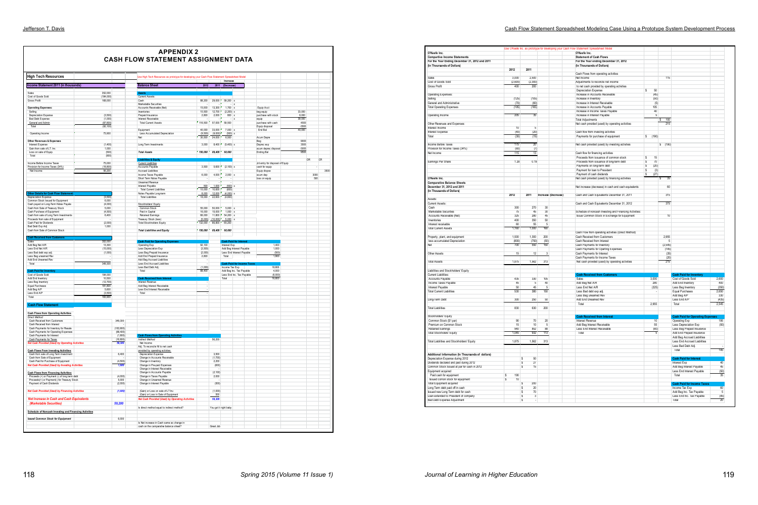# APPENDIX 2
## CASH FLOW STATEMENT ASSIGNMENT DATA

### High Tech Resources

Use High Tech Resources as prototype for developing your Cash Flow Statement Spreadsheet Model

| Income Statement 2011 (in thousands) | |
|---|---|
| Sales | 352,000 |
| Cost of Goods Sold | (184,000) |
| Gross Profit | 168,000 |
| **Operating Expenses:** | |
| Selling | - |
| Depreciation Expense | (3,500) |
| Bad Debt Expense | (1,000) |
| General and Admin | (87,600) |
| Total | (92,100) |
| Operating Income | 75,900 |
| **Other Revenues & Expenses** | |
| Interest Expense | (1,400) |
| Gain from sale of LT Inv. | 1,000 |
| Loss on sale of Equip. | (500) |
| Total | (900) |
| Income Before Income Taxes | 75,000 |
| Provision for Income Taxes (34%) | (18,800) |
| Net Income | 56,200 |

| Balance Sheet | 2012 | 2011 | Increase (Decrease) |
|---|---|---|---|
| **Assets** | | | |
| Current Assets: | | | |
| Cash | 88,200 | 29,000 | 59,200 |
| Marketable Securities | - | - | - |
| Accounts Receivable (Net) | 15,000 | 13,300 | 1,700 |
| Inventories | 10,500 | 12,700 | (2,200) |
| Prepaid Insurance | 2,800 | 2,000 | 800 |
| Interest Receivable | - | - | - |
| Total Current Assets | 116,500 | 57,000 | 59,500 |
| Equipment | 40,000 | 33,000 | 7,000 |
| Less Accumulated Depreciation | (9,500) | (9,000) | (500) |
| Net | 30,500 | 24,000 | 6,500 |
| Long Term Investments | 3,000 | 8,400 | (5,400) |
| **Total Assets** | 150,000 | 89,400 | 60,600 |
| **Liabilities & Equity** | | | |
| Current Liabilities | | | |
| Accounts Payable | 3,500 | 5,600 | (2,100) |
| Accrued Liabilities | - | - | - |
| Income Taxes Payable | 6,000 | 4,000 | 2,000 |
| Short Term Notes Payable | - | - | - |
| Unearned Revenue | - | - | - |
| Interest Payable | 500 | 1,000 | (500) |
| Total Current Liabilities | 10,000 | 10,600 | (600) |
| Notes Payable Long-term | 8,000 | 12,000 | (4,000) |
| Total Liabilities | 18,000 | 22,600 | (4,600) |
| Stockholders' Equity | | | |
| Common Stock | 55,000 | 50,000 | 5,000 |
| Paid in Capital | 16,000 | 15,000 | 1,000 |
| Retained Earnings | 66,000 | 11,800 | 54,200 |
| Treasury Stock (less) | (5,000) | (10,000) | 5,000 |
| Total Stockholders Equity | 132,000 | 66,800 | 65,200 |
| **Total Liabilities and Equity** | 150,000 | 89,400 | 60,600 |

| Equip Acct | |
|---|---|
| beg equip | 33,000 |
| purchase with stock | 6,000 |
| purchase with cash | 4500 |
| Equip disposal | -3500 |
| End Bal | 40,000 |

| Acum Depre | |
|---|---|
| Beg | 9000 |
| Deprec exp | 3500 |
| acum deprec disposal | -3000 |
| Ending Bal | 9500 |

| Jnl entry for disposal of Equip | DR | CR |
|---|---|---|
| cash for equip | | - |
| Equip dispose | | 3500 |
| acum dep | 3000 | |
| loss on equip | 500 | |

| Other Details for Cash Flow Statement | |
|---|---|
| Depreciation Expense | (3,500) |
| Common Stock Issued for Equipment | 6,000 |
| Cash payed on Long-Term Notes Payable | (4,000) |
| Cash from Sale of Treasury Stock | 5,000 |
| Cash from Purchase of Equipment | (4,500) |
| Cash from sale of Long Term Investments | 6,400 |
| Proceeds from sale of Equipment | - |
| Cash Paid for Dividends | (2,000) |
| Bad Debt Exp Adj | 1,000 |
| Cash from Sale of Common Stock | |

| Cash Received from Customers | |
|---|---|
| Sales | 352,000 |
| Add Beg Net A/R | 13,300 |
| Less End Net A/R | (15,000) |
| Less Bad debt exp adj | (1,000) |
| Less Beg unearned Rev | - |
| Add End Unearned Rev | - |
| Total | 349,300 |

| Cash Paid for Inventory | |
|---|---|
| Cost of Goods Sold | 184,000 |
| Add End Inventory | 10,500 |
| Less Beg Inventory | (12,700) |
| Equal Purchases | 181,800 |
| Add Beg A/P | 5,600 |
| Less End A/P | (3,500) |
| Total | 183,900 |

| Cash Paid for Operating Expenses | |
|---|---|
| Operating Exp | 92,100 |
| Less Depreciation Exp | (3,500) |
| Less Beg Prepaid Insurance | (2,000) |
| Add End Prepaid Insurance | 2,800 |
| Add Beg Accrued Liabilities | - |
| Less End Accrued Liabilities | - |
| Less Bad Debt Adj. | (1,000) |
| Total | 88,400 |

| Cash Received from Interest | |
|---|---|
| Interest Revenue | - |
| Add Beg Interest Receivable | - |
| Less End Interest Receivable | - |
| Total | - |

| Cash Paid for Interest | |
|---|---|
| Interest Exp | 1,400 |
| Add Beg Interest Payable | 1,000 |
| Less End Interest Payable | (500) |
| Total | 1,900 |

| Cash Paid for Income Taxes | |
|---|---|
| Income Tax Exp | 18,800 |
| Add Beg Inc. Tax Payable | 4,000 |
| Less End Inc. Tax Payable | (6,000) |
| Total | 16,800 |

### Cash Flow Statement

| Cash Flows from Operating Activities: | |
|---|---|
| Direct Method | |
| Cash Received from Customers | 349,300 |
| Cash Received from Interest | - |
| Cash Payments for Inventory for Resale | (183,900) |
| Cash Payments for Operating Expenses | (88,400) |
| Cash Payments for Interest | (1,900) |
| Cash Payments for Taxes | (16,800) |
| *Net Cash Provided (Used) by Operating Activities* | 58,300 |
| **Cash Flows From Investing Activities:** | |
| Cash from sale of Long Term Investment | 6,400 |
| Cash from Sale of Equipment | - |
| Cash Paid for Purchase of Equipment | (4,500) |
| *Net Cash Provided (Used) by Investing Activities* | 1,900 |
| **Cash Flows from Financing Activities:** | |
| Proceeds (+) or Payment (-) of long term debt | (4,000) |
| Proceeds(+) or Payment(-) for Treasury Stock | 5,000 |
| Payment of Cash Dividends | (2,000) |
| *Net Cash Provided (Used) by Financing Activities* | (1,000) |
| ***Net Increase in Cash and Cash Equivalents (Marketable Securities)*** | 59,200 |
| **Schedule of Noncash Investing and Financing Activities** | |
| *Issued Common Stock for Equipment* | 6,000 |

| Cash Flows from Operating Activities | |
|---|---|
| Indirect Method | 56,200 |
| Net Income | |
| Adj. To reconcile NI to net cash provided by operating activities: | |
| Depreciation Expense | 3,500 |
| Change in Accounts Receivable | (1,700) |
| Change in Inventory | 2,200 |
| Change in Pre-paid Expenses | (800) |
| Change in Interest Receivable | |
| Change in Accounts Payable | (2,100) |
| Change in Taxes Payable | 2,000 |
| Change in Unearned Revenue | |
| Change in Interest Payable | (500) |
| (Gain) or Loss on sale of LT Inv | (1,000) |
| (Gain) or Loss in Sale of Equipment | 500 |
| *Net Cash Provided (Used) by Operating Activities* | 58,300 |

Is direct method equal to indirect method? You got it right baby

Is Net increase in Cash same as change in cash on the comparative balance sheet? Great Job

### O'Keefe Inc.

Use O'Keefe Inc. as prototype for developing your Cash Flow Statement Spreadsheet Model

**O'Keefe Inc.**
**Comparative Income Statements**
**For the Year Ending December 31, 2012 and 2011**
**(In Thousands of Dollars)**

| | 2012 | 2011 |
|---|---|---|
| Sales | 3,000 | 2,500 |
| Cost of Goods Sold | (2,600) | (2,300) |
| Gross Profit | 400 | 200 |
| Operating Expenses: | | |
| Selling | (125) | (105) |
| General and Administrative | (70) | (60) |
| Total Operating Expenses | (195) | (165) |
| Operating Income | 205 | 35 |
| Other Revenues and Expenses: | | |
| Interest Income | 10 | 5 |
| Interest Expense | (40) | (20) |
| Total | (30) | (15) |
| Income Before Taxes | 175 | 20 |
| Provision for Income Taxes (34%) | (60) | (7) |
| Net Income | 115 | 13 |
| Earnings Per Share | 1.28 | 0.19 |

**O'Keefe Inc.**
**Comparative Balance Sheets**
**December 31, 2012 and 2011**
**(In Thousands of Dollars)**

| | 2012 | 2011 | Increase (Decrease) |
|---|---|---|---|
| Assets: | | | |
| Current Assets: | | | |
| Cash | 300 | 270 | 30 |
| Marketable Securities | 75 | 45 | 30 |
| Accounts Receivable (Net) | 325 | 280 | 45 |
| Inventories | 400 | 350 | 50 |
| Interest receivable | 60 | 55 | 5 |
| Total Current Assets | 1,160 | 1,000 | 160 |
| Property, plant, and equipment | 1,500 | 1,300 | 200 |
| less accumulated Depreciation | (800) | (750) | (50) |
| Net | 700 | 550 | 150 |
| Other Assets | 15 | 12 | 3 |
| Total Assets | 1,875 | 1,562 | 313 |
| Liabilities and Stockholders' Equity | | | |
| Current Liabilities: | | | |
| Accounts Payable | 435 | 330 | 105 |
| Income Taxes Payable | 45 | 5 | 40 |
| Interest Payable | 50 | 45 | 5 |
| Total Current Liabilities | 530 | 380 | 150 |
| Long-Term Debt | 300 | 250 | 50 |
| Total Liabilities | 830 | 630 | 200 |
| Stockholders' Equity | | | |
| Common Stock ($1 par) | 90 | 70 | 20 |
| Premium on Common Stock | 15 | 10 | 5 |
| Retained Earnings | 940 | 852 | 88 |
| Total Stockholders' Equity | 1,045 | 932 | 113 |
| Total Liabilities and Stockholders' Equity | 1,875 | 1,562 | 313 |

| Additional Information (In Thousands of dollars) | | |
|---|---|---|
| Depreciation Expense during 2012 | | $ 50 |
| Dividends declared and paid during 2012 | | $ 27 |
| Common Stock issued at par for cash in 2012 | | $ 15 |
| Equipment acquired | | |
| Paid cash for equipment | $ 190 | |
| Issued common stock for equipment | $ 10 | |
| Total equipment acquired | | $ 200 |
| Long Term debt paid off in cash | | $ 20 |
| Issued new Long Term debt for cash | | $ 70 |
| Loan extended to President of company | | $ 3 |
| Bad Debt Expense Adjustment | | $ - |

**O'Keefe Inc.**
**Statement of Cash Flows**
**For the Year ending December 31, 2012**
**(In Thousands of Dollars)**

| | | |
|---|---|---|
| Cash Flows from operating activities | | |
| Net Income | | 115 |
| Adjustments to reconcile net income | | |
| to net cash provided by operating activities | | |
| Depreciation Expense | $ 50 | |
| Increase in Accounts Receivable | (45) | |
| Increase in Inventory | (50) | |
| Increase in Interest Receivable | (5) | |
| Increase in Accounts Payable | 105 | |
| Increase in Income Taxes Payable | 40 | |
| Increase in Interest Payable | 5 | |
| Total Adjustments | | $ 100 |
| Net cash provided (used) by operating activities | | 215 |
| Cash flow from investing activities | | |
| Payments for purchase of equipment | $ (190) | |
| Net cash provided (used) by investing activities | | $ (190) |
| Cash flow from financing activities | | |
| Proceeds from issuance of common stock | $ 15 | |
| Proceeds from issuance of long-term debt | $ 70 | |
| Payments on long-term debt | $ (20) | |
| Payment for loan to President | $ (3) | |
| Payment of cash dividends | $ (27) | |
| Net cash provided (used) by financing activities | | $ 35 |
| Net increase (decrease) in cash and cash equivalents | | 60 |
| Cash and Cash Equivalents December 31, 2011 | | 315 |
| Cash and Cash Equivalents December 31, 2012 | | 375 |
| Schedule of noncash Investing and Financing Activities: | | |
| Issue Common Stock in Exchange for Equipment | | 10 |
| Cash Flow from operating activities (Direct Method) | | |
| Cash Received from Customers | | 2,955 |
| Cash Received from Interest | | 5 |
| Cash Payments for Inventory | | (2,545) |
| Cash Payments for Operting Expenses | | (145) |
| Cash Payments for Interest | | (35) |
| Cash Payments for Income Taxes | | (20) |
| Net cash provided (used) by operating activities | | 215 |

| Cash Received from Customers | |
|---|---|
| Sales | 3,000 |
| Add Beg Net A/R | 280 |
| Less End Net A/R | (325) |
| Less Bad debt exp adj. | - |
| Less Beg Unearned Rev | |
| Add End Unearned Rev | |
| Total | 2,955 |

| Cash Received from Interest | |
|---|---|
| Interest Revenue | 10 |
| Add Beg Interest Receivable | 55 |
| Less End Interest Receivable | (60) |
| Total | 5 |

| Cash Paid for Inventory | |
|---|---|
| Cost of Goods Sold | 2,600 |
| Add End Inventory | 400 |
| Less Beg Inventory | (350) |
| Equal Purchases | 2,650 |
| Add Beg A/P | 330 |
| Less End A/P | (435) |
| Total | 2,545 |

| Cash Paid for Operating Expenses | |
|---|---|
| Operating Exp | 195 |
| Less Depreciation Exp | (50) |
| Less Beg Prepaid Insurance | |
| Add End Prepaid Insurance | |
| Add Beg Accrued Liabilities | |
| Less End Accrued Liabilities | |
| Less Bad Debt Adj | - |
| Total | 145 |

| Cash Paid for Interest | |
|---|---|
| Interest Exp | 40 |
| Add Beg Interest Payable | 45 |
| Less End Interest Payable | (50) |
| Total | 35 |

| Cash Paid for Income Taxes | |
|---|---|
| Income Tax Exp | 60 |
| Add Beg Inc. Tax Payable | 5 |
| Less End Inc. Tax Payable | (45) |
| Total | 20 |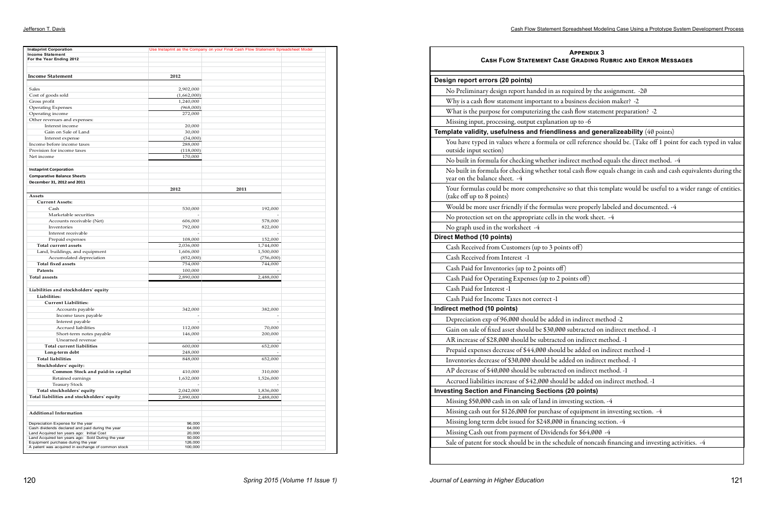| Instaprint Corporation | Use Instaprint as the Company on your Final Cash Flow Statement Spreadsheet Model | | |
|---|---|---|---|
| Income Statement | | | |
| For the Year Ending 2012 | | | |
| | | | |
| **Income Statement** | **2012** | | |
| Sales | 2,902,000 | | |
| Cost of goods sold | (1,662,000) | | |
| Gross profit | 1,240,000 | | |
| Operating Expenses | (968,000) | | |
| Operating income | 272,000 | | |
| Other revenues and expenses: | | | |
| Interest income | 20,000 | | |
| Gain on Sale of Land | 30,000 | | |
| Interest expense | (34,000) | | |
| Income before income taxes | 288,000 | | |
| Provision for income taxes | (118,000) | | |
| Net income | 170,000 | | |
| | | | |
| **Instaprint Corporation** | | | |
| **Comparative Balance Sheets** | | | |
| **December 31, 2012 and 2011** | | | |
| | **2012** | **2011** | |
| **Assets** | | | |
| **Current Assets:** | | | |
| Cash | 530,000 | 192,000 | |
| Marketable securities | - | - | |
| Accounts receivable (Net) | 606,000 | 578,000 | |
| Inventories | 792,000 | 822,000 | |
| Interest receivable | - | - | |
| Prepaid expenses | 108,000 | 152,000 | |
| **Total current assets** | 2,036,000 | 1,744,000 | |
| Land, buildings, and equipment | 1,606,000 | 1,500,000 | |
| Accumulated depreciation | (852,000) | (756,000) | |
| **Total fixed assets** | 754,000 | 744,000 | |
| **Patents** | 100,000 | - | |
| **Total assets** | 2,890,000 | 2,488,000 | |
| | | | |
| **Liabilities and stockholders' equity** | | | |
| **Liabilities:** | | | |
| **Current Liabilities:** | | | |
| Accounts payable | 342,000 | 382,000 | |
| Income taxes payable | - | - | |
| Interest payable | - | - | |
| Accrued liabilities | 112,000 | 70,000 | |
| Short-term notes payable | 146,000 | 200,000 | |
| Unearned revenue | - | - | |
| **Total current liabilities** | 600,000 | 652,000 | |
| **Long-term debt** | 248,000 | - | |
| **Total liabilities** | 848,000 | 652,000 | |
| **Stockholders' equity:** | | | |
| **Common Stock and paid-in capital** | 410,000 | 310,000 | |
| Retained earnings | 1,632,000 | 1,526,000 | |
| Teasury Stock | - | - | |
| **Total stockholders' equity** | 2,042,000 | 1,836,000 | |
| **Total liabilities and stockholders' equity** | 2,890,000 | 2,488,000 | |
| | | | |
| **Additional Information** | | | |
| Depreciation Expense for the year | 96,000 | | |
| Cash dividends declared and paid during the year | 64,000 | | |
| Land Acquired ten years ago: Initial Cost | 20,000 | | |
| Land Acquired ten years ago: Sold During the year | 50,000 | | |
| Equipment purchase during the year | 126,000 | | |
| A patent was acquired in exchange of common stock | 100,000 | | |

## Appendix 3
## Cash Flow Statement Case Grading Rubric and Error Messages

**Design report errors (20 points)**

- No Preliminary design report handed in as required by the assignment. -20
- Why is a cash flow statement important to a business decision maker? -2
- What is the purpose for computerizing the cash flow statement preparation? -2
- Missing input, processing, output explanation up to -6

**Template validity, usefulness and friendliness and generalizeability (40 points)**

- You have typed in values where a formula or cell reference should be. (Take off 1 point for each typed in value outside input section)
- No built in formula for checking whether indirect method equals the direct method. -4
- No built in formula for checking whether total cash flow equals change in cash and cash equivalents during the year on the balance sheet. -4
- Your formulas could be more comprehensive so that this template would be useful to a wider range of entities. (take off up to 8 points)
- Would be more user friendly if the formulas were properly labeled and documented. -4
- No protection set on the appropriate cells in the work sheet. -4
- No graph used in the worksheet -4

**Direct Method (10 points)**

- Cash Received from Customers (up to 3 points off)
- Cash Received from Interest -1
- Cash Paid for Inventories (up to 2 points off)
- Cash Paid for Operating Expenses (up to 2 points off)
- Cash Paid for Interest -1
- Cash Paid for Income Taxes not correct -1

**Indirect method (10 points)**

- Depreciation exp of 96,000 should be added in indirect method -2
- Gain on sale of fixed asset should be $30,000 subtracted on indirect method. -1
- AR increase of $28,000 should be subtracted on indirect method. -1
- Prepaid expenses decrease of $44,000 should be added on indirect method -1
- Inventories decrease of $30,000 should be added on indirect method. -1
- AP decrease of $40,000 should be subtracted on indirect method. -1
- Accrued liabilities increase of $42,000 should be added on indirect method. -1

**Investing Section and Financing Sections (20 points)**

- Missing $50,000 cash in on sale of land in investing section. -4
- Missing cash out for $126,000 for purchase of equipment in investing section. -4
- Missing long term debt issued for $248,000 in financing section. -4
- Missing Cash out from payment of Dividends for $64,000 -4
- Sale of patent for stock should be in the schedule of noncash financing and investing activities. -4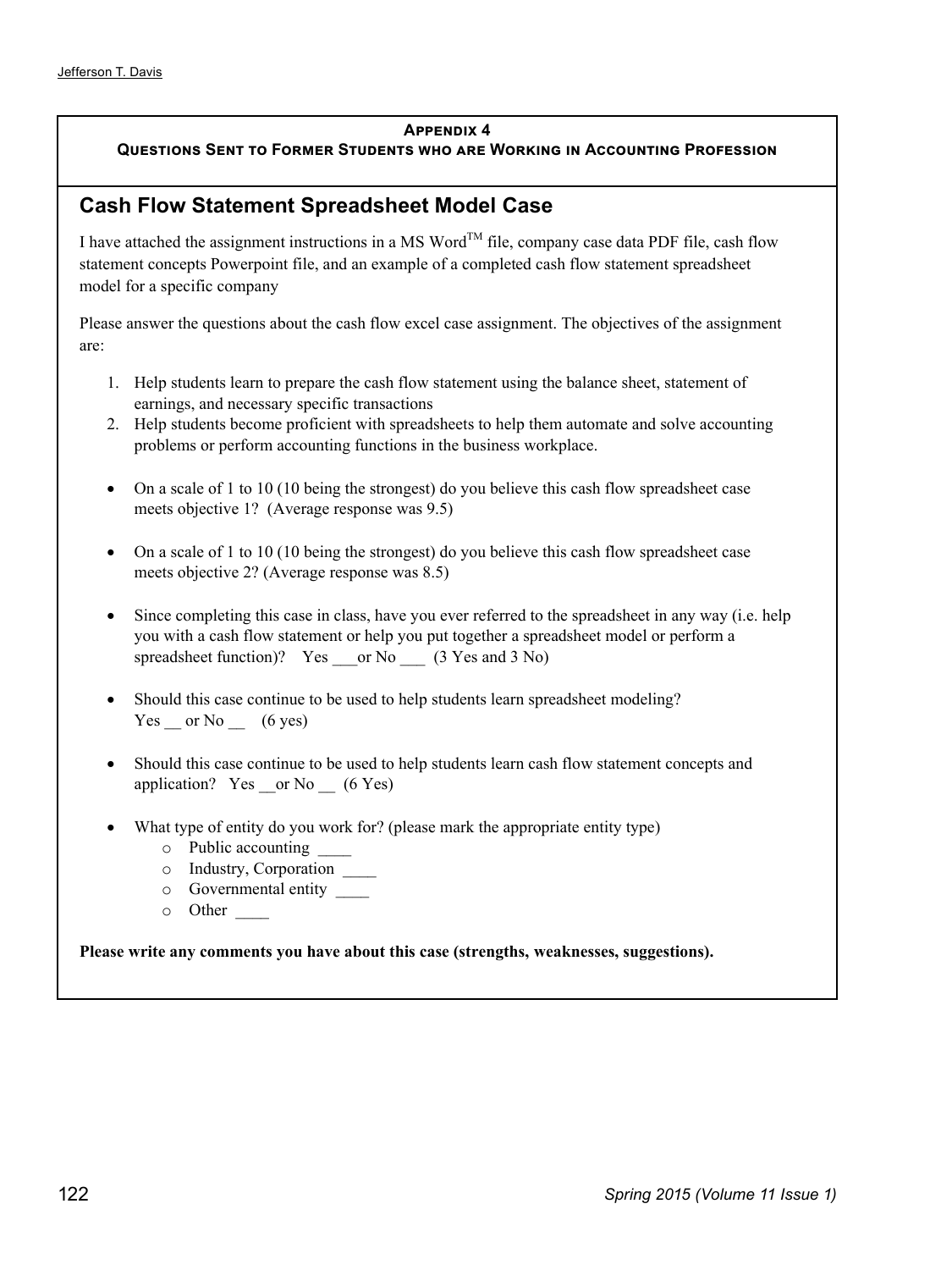## Appendix 4
### Questions Sent to Former Students who are Working in Accounting Profession

## Cash Flow Statement Spreadsheet Model Case

I have attached the assignment instructions in a MS Word™ file, company case data PDF file, cash flow statement concepts Powerpoint file, and an example of a completed cash flow statement spreadsheet model for a specific company

Please answer the questions about the cash flow excel case assignment. The objectives of the assignment are:

1. Help students learn to prepare the cash flow statement using the balance sheet, statement of earnings, and necessary specific transactions
2. Help students become proficient with spreadsheets to help them automate and solve accounting problems or perform accounting functions in the business workplace.

- On a scale of 1 to 10 (10 being the strongest) do you believe this cash flow spreadsheet case meets objective 1? (Average response was 9.5)
- On a scale of 1 to 10 (10 being the strongest) do you believe this cash flow spreadsheet case meets objective 2? (Average response was 8.5)
- Since completing this case in class, have you ever referred to the spreadsheet in any way (i.e. help you with a cash flow statement or help you put together a spreadsheet model or perform a spreadsheet function)? Yes ___or No ___ (3 Yes and 3 No)
- Should this case continue to be used to help students learn spreadsheet modeling? Yes __ or No __ (6 yes)
- Should this case continue to be used to help students learn cash flow statement concepts and application? Yes __or No __ (6 Yes)
- What type of entity do you work for? (please mark the appropriate entity type)
  - Public accounting ____
  - Industry, Corporation ____
  - Governmental entity ____
  - Other ____

**Please write any comments you have about this case (strengths, weaknesses, suggestions).**